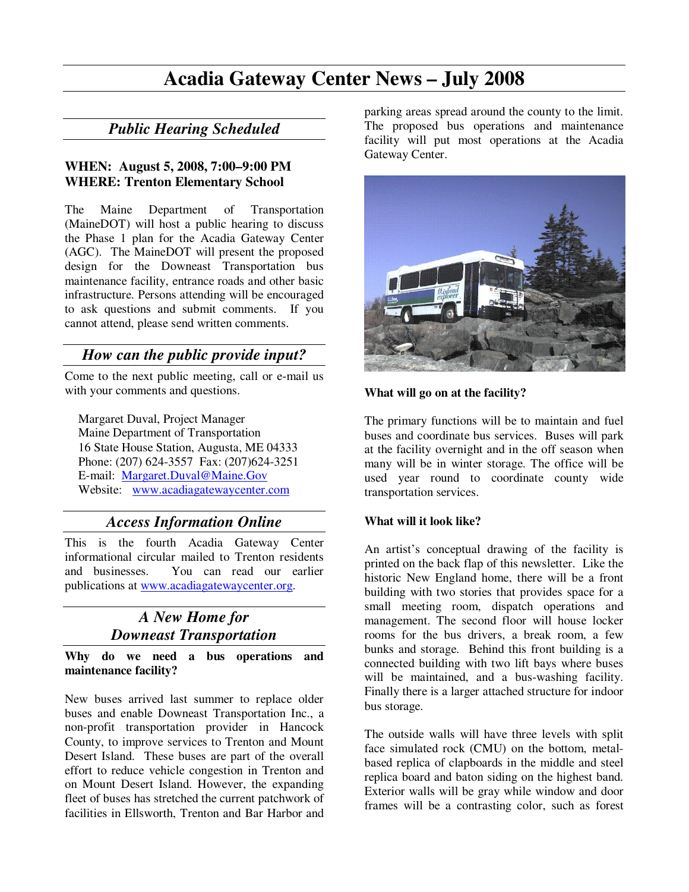# Acadia Gateway Center News – July 2008

## *Public Hearing Scheduled*

**WHEN: August 5, 2008, 7:00–9:00 PM**
**WHERE: Trenton Elementary School**

The Maine Department of Transportation (MaineDOT) will host a public hearing to discuss the Phase 1 plan for the Acadia Gateway Center (AGC). The MaineDOT will present the proposed design for the Downeast Transportation bus maintenance facility, entrance roads and other basic infrastructure. Persons attending will be encouraged to ask questions and submit comments. If you cannot attend, please send written comments.

## *How can the public provide input?*

Come to the next public meeting, call or e-mail us with your comments and questions.

Margaret Duval, Project Manager
Maine Department of Transportation
16 State House Station, Augusta, ME 04333
Phone: (207) 624-3557 Fax: (207)624-3251
E-mail: Margaret.Duval@Maine.Gov
Website: www.acadiagatewaycenter.com

## *Access Information Online*

This is the fourth Acadia Gateway Center informational circular mailed to Trenton residents and businesses. You can read our earlier publications at www.acadiagatewaycenter.org.

## *A New Home for Downeast Transportation*

**Why do we need a bus operations and maintenance facility?**

New buses arrived last summer to replace older buses and enable Downeast Transportation Inc., a non-profit transportation provider in Hancock County, to improve services to Trenton and Mount Desert Island. These buses are part of the overall effort to reduce vehicle congestion in Trenton and on Mount Desert Island. However, the expanding fleet of buses has stretched the current patchwork of facilities in Ellsworth, Trenton and Bar Harbor and parking areas spread around the county to the limit. The proposed bus operations and maintenance facility will put most operations at the Acadia Gateway Center.

**What will go on at the facility?**

The primary functions will be to maintain and fuel buses and coordinate bus services. Buses will park at the facility overnight and in the off season when many will be in winter storage. The office will be used year round to coordinate county wide transportation services.

**What will it look like?**

An artist's conceptual drawing of the facility is printed on the back flap of this newsletter. Like the historic New England home, there will be a front building with two stories that provides space for a small meeting room, dispatch operations and management. The second floor will house locker rooms for the bus drivers, a break room, a few bunks and storage. Behind this front building is a connected building with two lift bays where buses will be maintained, and a bus-washing facility. Finally there is a larger attached structure for indoor bus storage.

The outside walls will have three levels with split face simulated rock (CMU) on the bottom, metal-based replica of clapboards in the middle and steel replica board and baton siding on the highest band. Exterior walls will be gray while window and door frames will be a contrasting color, such as forest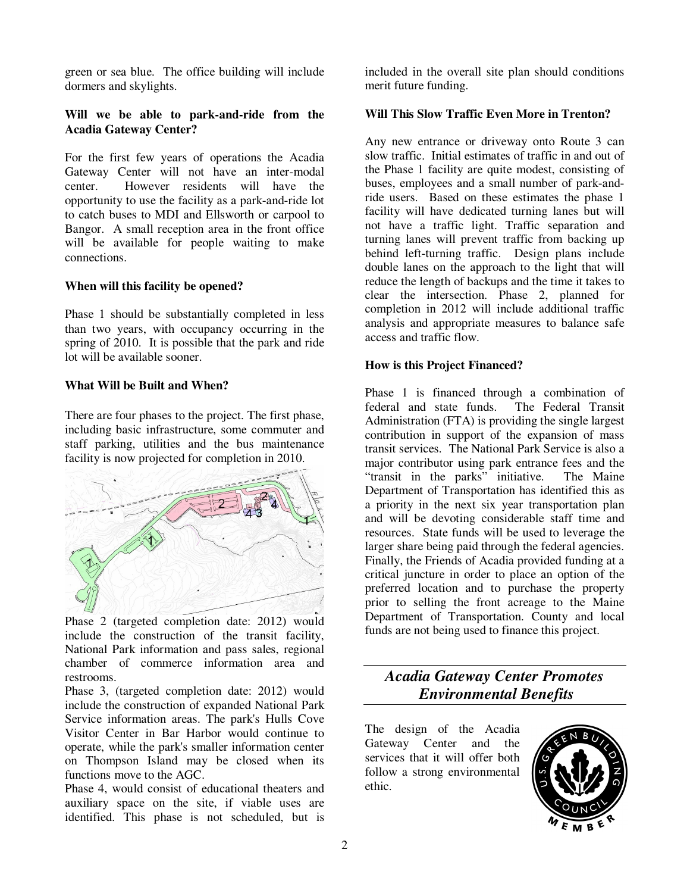green or sea blue. The office building will include dormers and skylights.

**Will we be able to park-and-ride from the Acadia Gateway Center?**

For the first few years of operations the Acadia Gateway Center will not have an inter-modal center. However residents will have the opportunity to use the facility as a park-and-ride lot to catch buses to MDI and Ellsworth or carpool to Bangor. A small reception area in the front office will be available for people waiting to make connections.

**When will this facility be opened?**

Phase 1 should be substantially completed in less than two years, with occupancy occurring in the spring of 2010. It is possible that the park and ride lot will be available sooner.

**What Will be Built and When?**

There are four phases to the project. The first phase, including basic infrastructure, some commuter and staff parking, utilities and the bus maintenance facility is now projected for completion in 2010.

Phase 2 (targeted completion date: 2012) would include the construction of the transit facility, National Park information and pass sales, regional chamber of commerce information area and restrooms.

Phase 3, (targeted completion date: 2012) would include the construction of expanded National Park Service information areas. The park's Hulls Cove Visitor Center in Bar Harbor would continue to operate, while the park's smaller information center on Thompson Island may be closed when its functions move to the AGC.

Phase 4, would consist of educational theaters and auxiliary space on the site, if viable uses are identified. This phase is not scheduled, but is included in the overall site plan should conditions merit future funding.

**Will This Slow Traffic Even More in Trenton?**

Any new entrance or driveway onto Route 3 can slow traffic. Initial estimates of traffic in and out of the Phase 1 facility are quite modest, consisting of buses, employees and a small number of park-and-ride users. Based on these estimates the phase 1 facility will have dedicated turning lanes but will not have a traffic light. Traffic separation and turning lanes will prevent traffic from backing up behind left-turning traffic. Design plans include double lanes on the approach to the light that will reduce the length of backups and the time it takes to clear the intersection. Phase 2, planned for completion in 2012 will include additional traffic analysis and appropriate measures to balance safe access and traffic flow.

**How is this Project Financed?**

Phase 1 is financed through a combination of federal and state funds. The Federal Transit Administration (FTA) is providing the single largest contribution in support of the expansion of mass transit services. The National Park Service is also a major contributor using park entrance fees and the "transit in the parks" initiative. The Maine Department of Transportation has identified this as a priority in the next six year transportation plan and will be devoting considerable staff time and resources. State funds will be used to leverage the larger share being paid through the federal agencies. Finally, the Friends of Acadia provided funding at a critical juncture in order to place an option of the preferred location and to purchase the property prior to selling the front acreage to the Maine Department of Transportation. County and local funds are not being used to finance this project.

## *Acadia Gateway Center Promotes Environmental Benefits*

The design of the Acadia Gateway Center and the services that it will offer both follow a strong environmental ethic.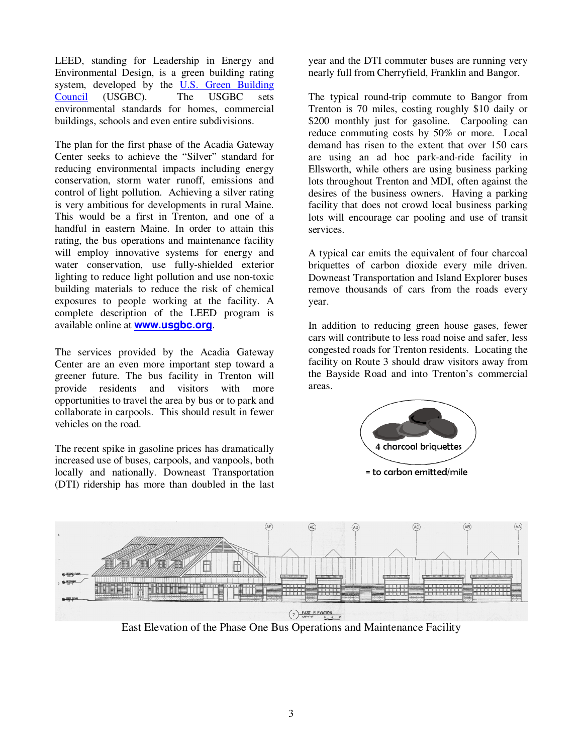LEED, standing for Leadership in Energy and Environmental Design, is a green building rating system, developed by the U.S. Green Building Council (USGBC). The USGBC sets environmental standards for homes, commercial buildings, schools and even entire subdivisions.

The plan for the first phase of the Acadia Gateway Center seeks to achieve the "Silver" standard for reducing environmental impacts including energy conservation, storm water runoff, emissions and control of light pollution. Achieving a silver rating is very ambitious for developments in rural Maine. This would be a first in Trenton, and one of a handful in eastern Maine. In order to attain this rating, the bus operations and maintenance facility will employ innovative systems for energy and water conservation, use fully-shielded exterior lighting to reduce light pollution and use non-toxic building materials to reduce the risk of chemical exposures to people working at the facility. A complete description of the LEED program is available online at **www.usgbc.org**.

The services provided by the Acadia Gateway Center are an even more important step toward a greener future. The bus facility in Trenton will provide residents and visitors with more opportunities to travel the area by bus or to park and collaborate in carpools. This should result in fewer vehicles on the road.

The recent spike in gasoline prices has dramatically increased use of buses, carpools, and vanpools, both locally and nationally. Downeast Transportation (DTI) ridership has more than doubled in the last year and the DTI commuter buses are running very nearly full from Cherryfield, Franklin and Bangor.

The typical round-trip commute to Bangor from Trenton is 70 miles, costing roughly $10 daily or $200 monthly just for gasoline. Carpooling can reduce commuting costs by 50% or more. Local demand has risen to the extent that over 150 cars are using an ad hoc park-and-ride facility in Ellsworth, while others are using business parking lots throughout Trenton and MDI, often against the desires of the business owners. Having a parking facility that does not crowd local business parking lots will encourage car pooling and use of transit services.

A typical car emits the equivalent of four charcoal briquettes of carbon dioxide every mile driven. Downeast Transportation and Island Explorer buses remove thousands of cars from the roads every year.

In addition to reducing green house gases, fewer cars will contribute to less road noise and safer, less congested roads for Trenton residents. Locating the facility on Route 3 should draw visitors away from the Bayside Road and into Trenton's commercial areas.

4 charcoal briquettes

= to carbon emitted/mile

East Elevation of the Phase One Bus Operations and Maintenance Facility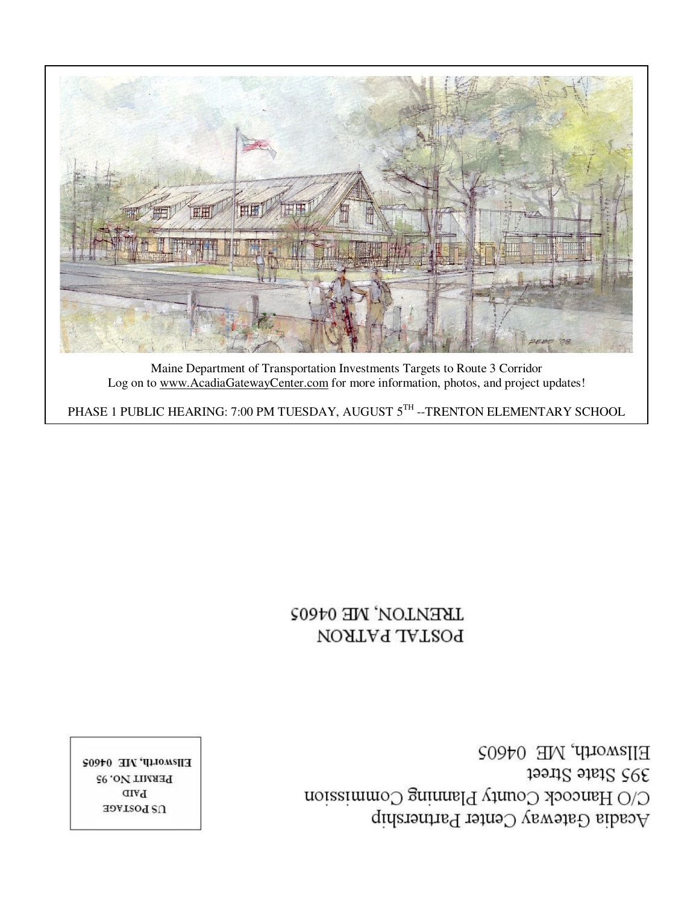Maine Department of Transportation Investments Targets to Route 3 Corridor
Log on to www.AcadiaGatewayCenter.com for more information, photos, and project updates!

PHASE 1 PUBLIC HEARING: 7:00 PM TUESDAY, AUGUST 5TH --TRENTON ELEMENTARY SCHOOL

POSTAL PATRON
TRENTON, ME 04605

Acadia Gateway Center Partnership
C/O Hancock County Planning Commission
395 State Street
Ellsworth, ME 04605

US POSTAGE
PAID
PERMIT NO. 95
Ellsworth, ME 04605